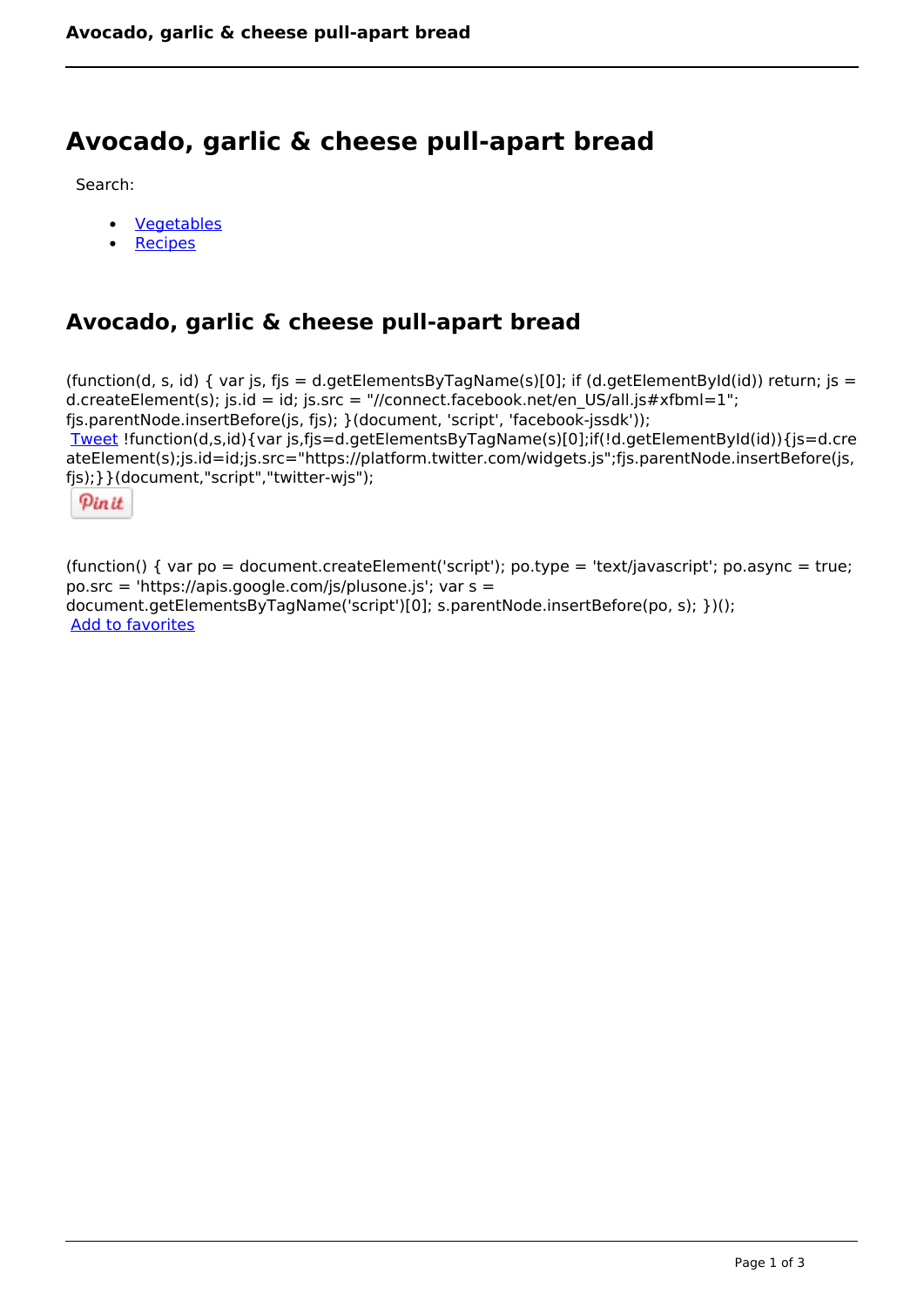# Avocado, garlic & cheese pull-apart bread

Search:

- Vegetables
- Recipes

## Avocado, garlic & cheese pull-apart bread

(function(d, s, id) { var js, fjs = d.getElementsByTagName(s)[0]; if (d.getElementById(id)) return; js = d.createElement(s); js.id = id; js.src = "//connect.facebook.net/en_US/all.js#xfbml=1"; fjs.parentNode.insertBefore(js, fjs); }(document, 'script', 'facebook-jssdk'));

Tweet !function(d,s,id){var js,fjs=d.getElementsByTagName(s)[0];if(!d.getElementById(id)){js=d.createElement(s);js.id=id;js.src="https://platform.twitter.com/widgets.js";fjs.parentNode.insertBefore(js,fjs);}}(document,"script","twitter-wjs");

Pin it

(function() { var po = document.createElement('script'); po.type = 'text/javascript'; po.async = true; po.src = 'https://apis.google.com/js/plusone.js'; var s = document.getElementsByTagName('script')[0]; s.parentNode.insertBefore(po, s); })();

Add to favorites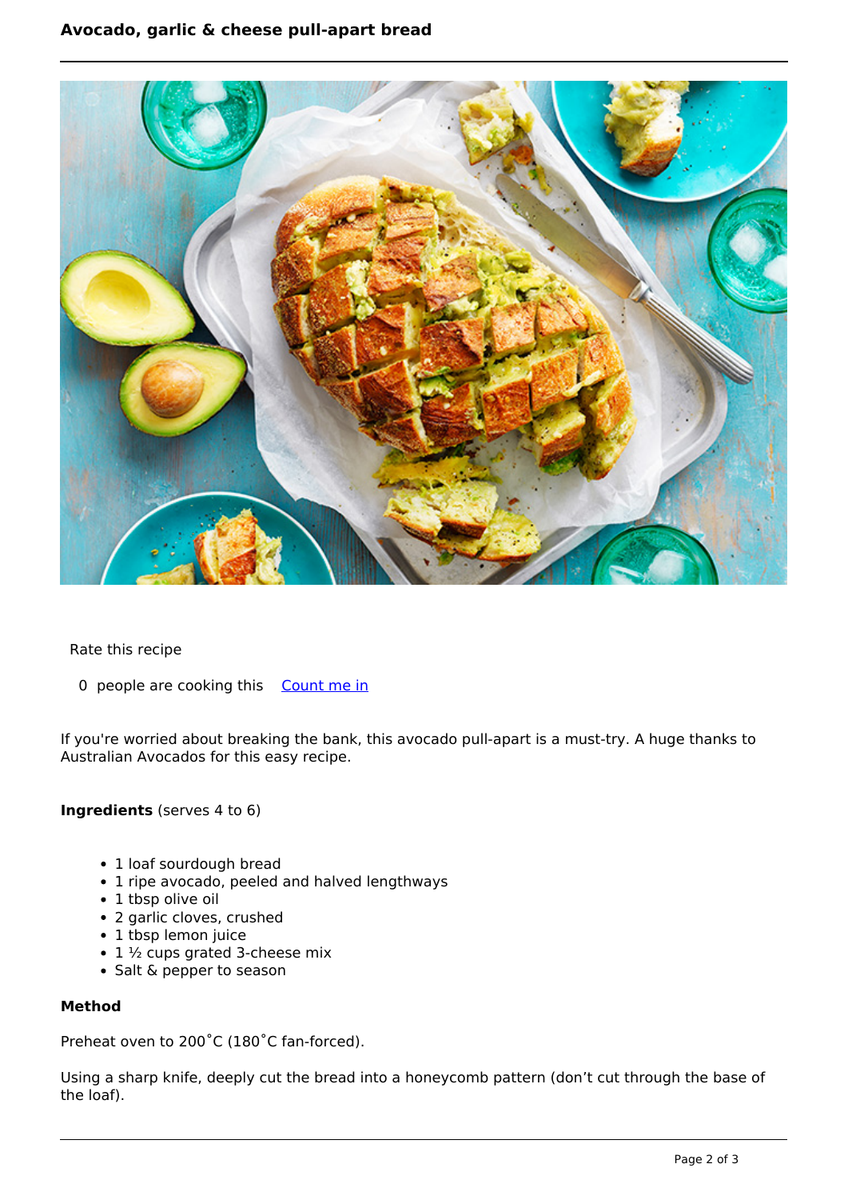# Avocado, garlic & cheese pull-apart bread

Rate this recipe

0 people are cooking this [Count me in]

If you're worried about breaking the bank, this avocado pull-apart is a must-try. A huge thanks to Australian Avocados for this easy recipe.

**Ingredients** (serves 4 to 6)

- 1 loaf sourdough bread
- 1 ripe avocado, peeled and halved lengthways
- 1 tbsp olive oil
- 2 garlic cloves, crushed
- 1 tbsp lemon juice
- 1 ½ cups grated 3-cheese mix
- Salt & pepper to season

**Method**

Preheat oven to 200˚C (180˚C fan-forced).

Using a sharp knife, deeply cut the bread into a honeycomb pattern (don't cut through the base of the loaf).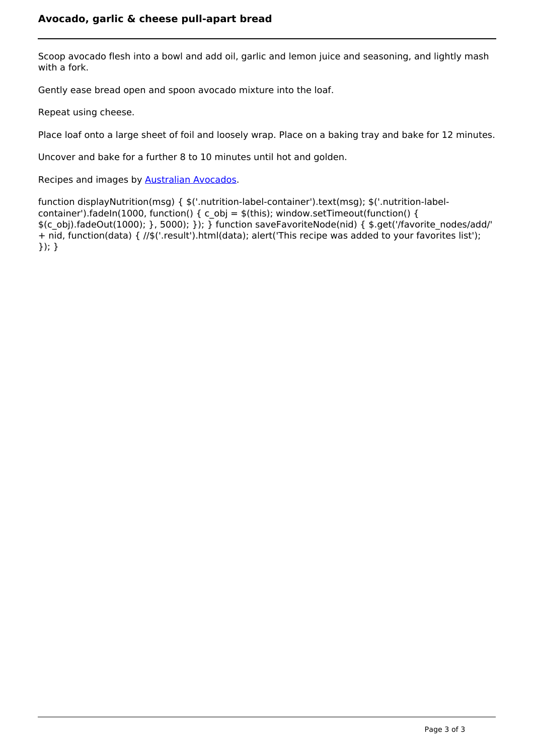Scoop avocado flesh into a bowl and add oil, garlic and lemon juice and seasoning, and lightly mash with a fork.

Gently ease bread open and spoon avocado mixture into the loaf.

Repeat using cheese.

Place loaf onto a large sheet of foil and loosely wrap. Place on a baking tray and bake for 12 minutes.

Uncover and bake for a further 8 to 10 minutes until hot and golden.

Recipes and images by [Australian Avocados].

```
function displayNutrition(msg) { $('.nutrition-label-container').text(msg); $('.nutrition-label-container').fadeIn(1000, function() { c_obj = $(this); window.setTimeout(function() { $(c_obj).fadeOut(1000); }, 5000); }); } function saveFavoriteNode(nid) { $.get('/favorite_nodes/add/' + nid, function(data) { //$('.result').html(data); alert('This recipe was added to your favorites list'); }); }
```